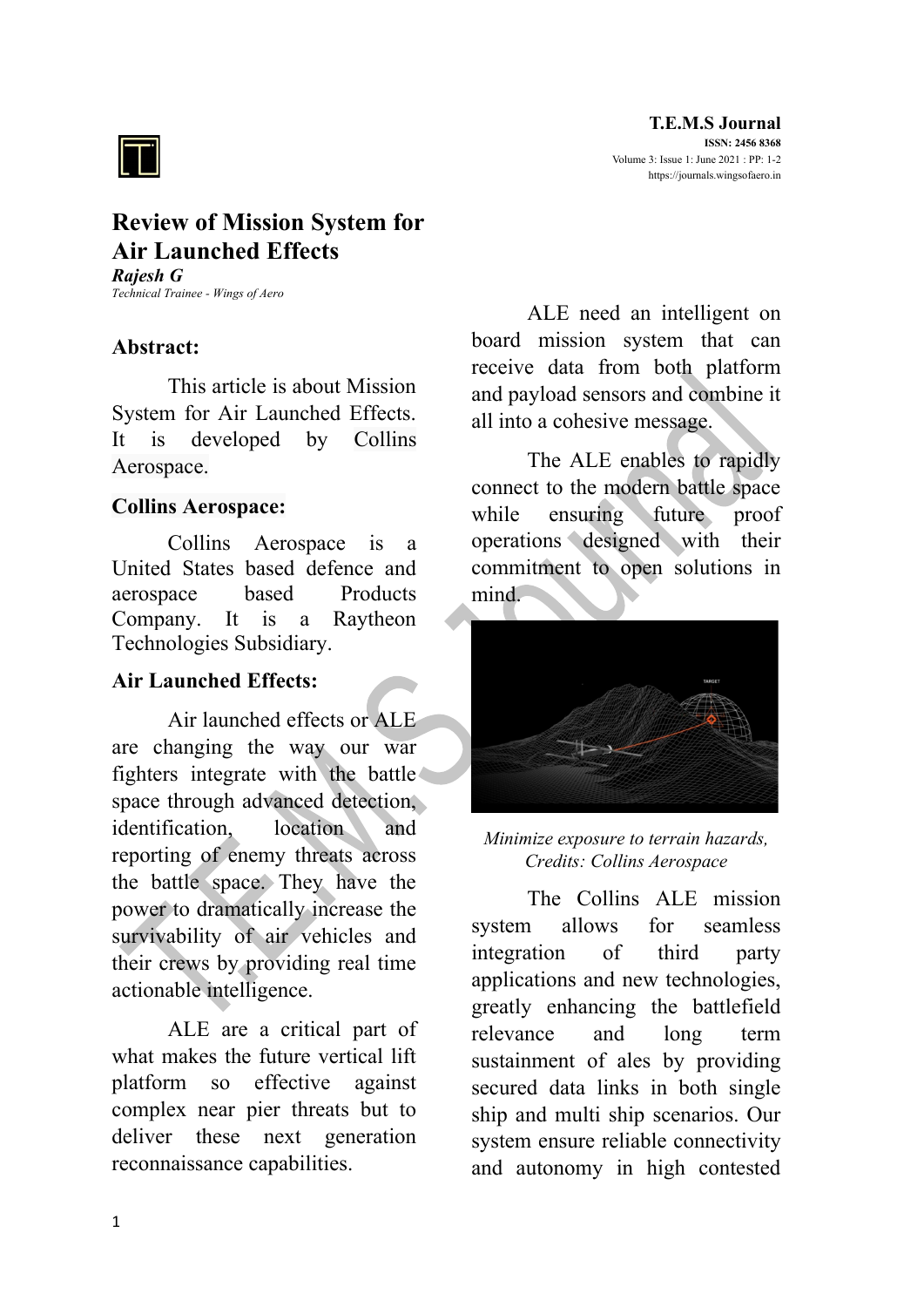# Review of Mission System for Air Launched Effects

***Rajesh G***

*Technical Trainee - Wings of Aero*

## Abstract:

This article is about Mission System for Air Launched Effects. It is developed by Collins Aerospace.

## Collins Aerospace:

Collins Aerospace is a United States based defence and aerospace based Products Company. It is a Raytheon Technologies Subsidiary.

## Air Launched Effects:

Air launched effects or ALE are changing the way our war fighters integrate with the battle space through advanced detection, identification, location and reporting of enemy threats across the battle space. They have the power to dramatically increase the survivability of air vehicles and their crews by providing real time actionable intelligence.

ALE are a critical part of what makes the future vertical lift platform so effective against complex near pier threats but to deliver these next generation reconnaissance capabilities.

ALE need an intelligent on board mission system that can receive data from both platform and payload sensors and combine it all into a cohesive message.

The ALE enables to rapidly connect to the modern battle space while ensuring future proof operations designed with their commitment to open solutions in mind.

*Minimize exposure to terrain hazards, Credits: Collins Aerospace*

The Collins ALE mission system allows for seamless integration of third party applications and new technologies, greatly enhancing the battlefield relevance and long term sustainment of ales by providing secured data links in both single ship and multi ship scenarios. Our system ensure reliable connectivity and autonomy in high contested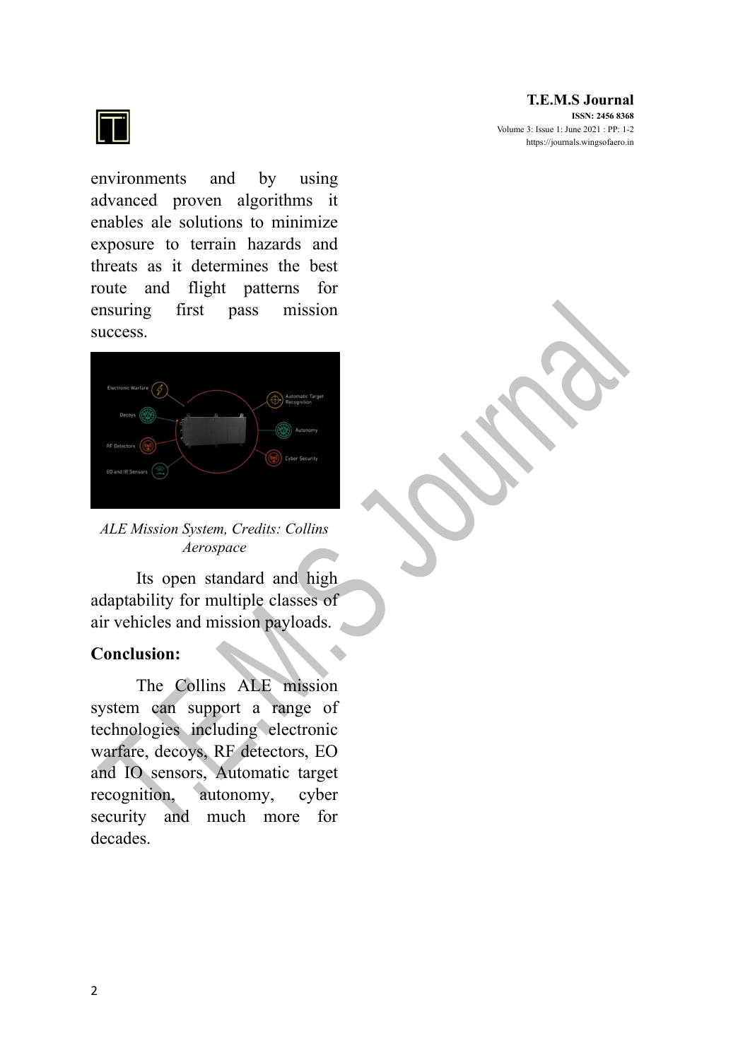environments and by using advanced proven algorithms it enables ale solutions to minimize exposure to terrain hazards and threats as it determines the best route and flight patterns for ensuring first pass mission success.

Electronic Warfare

Decoys

RF Detectors

EO and IR Sensors

Automatic Target Recognition

Autonomy

Cyber Security

*ALE Mission System, Credits: Collins Aerospace*

Its open standard and high adaptability for multiple classes of air vehicles and mission payloads.

**Conclusion:**

The Collins ALE mission system can support a range of technologies including electronic warfare, decoys, RF detectors, EO and IO sensors, Automatic target recognition, autonomy, cyber security and much more for decades.